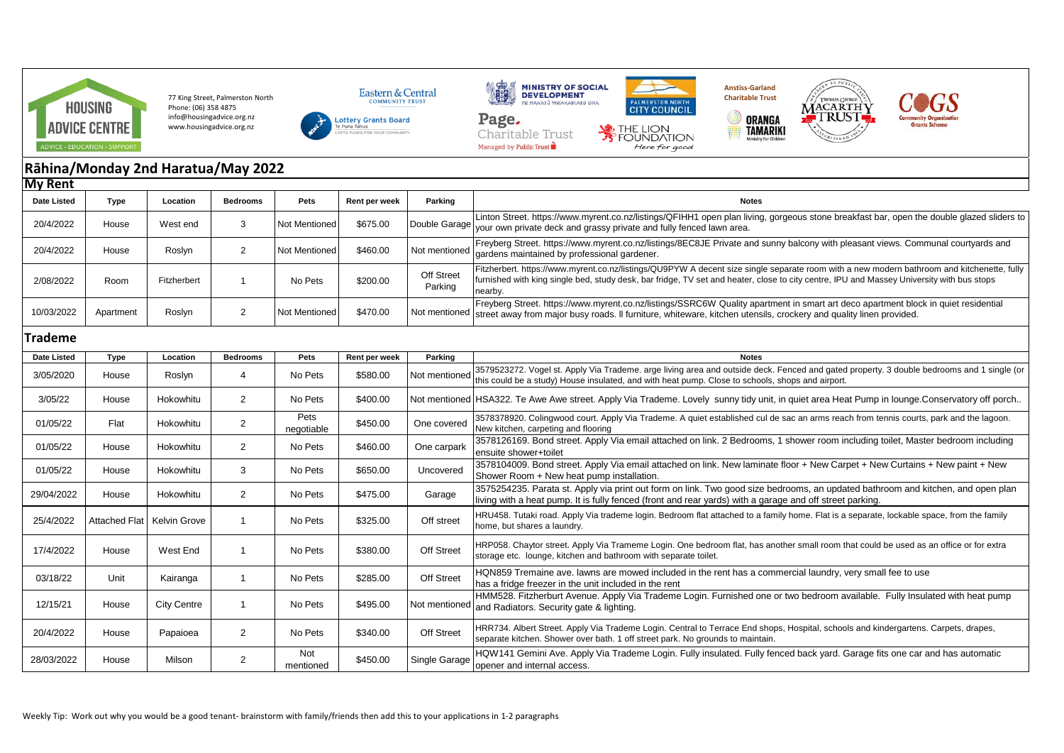77 King Street, Palmerston North
Phone: (06) 358 4875
info@housingadvice.org.nz
www.housingadvice.org.nz

# Rāhina/Monday 2nd Haratua/May 2022

## My Rent

| Date Listed | Type | Location | Bedrooms | Pets | Rent per week | Parking | Notes |
|---|---|---|---|---|---|---|---|
| 20/4/2022 | House | West end | 3 | Not Mentioned | $675.00 | Double Garage | Linton Street. https://www.myrent.co.nz/listings/QFIHH1 open plan living, gorgeous stone breakfast bar, open the double glazed sliders to your own private deck and grassy private and fully fenced lawn area. |
| 20/4/2022 | House | Roslyn | 2 | Not Mentioned | $460.00 | Not mentioned | Freyberg Street. https://www.myrent.co.nz/listings/8EC8JE Private and sunny balcony with pleasant views. Communal courtyards and gardens maintained by professional gardener. |
| 2/08/2022 | Room | Fitzherbert | 1 | No Pets | $200.00 | Off Street Parking | Fitzherbert. https://www.myrent.co.nz/listings/QU9PYW A decent size single separate room with a new modern bathroom and kitchenette, fully furnished with king single bed, study desk, bar fridge, TV set and heater, close to city centre, IPU and Massey University with bus stops nearby. |
| 10/03/2022 | Apartment | Roslyn | 2 | Not Mentioned | $470.00 | Not mentioned | Freyberg Street. https://www.myrent.co.nz/listings/SSRC6W Quality apartment in smart art deco apartment block in quiet residential street away from major busy roads. ll furniture, whiteware, kitchen utensils, crockery and quality linen provided. |

## Trademe

| Date Listed | Type | Location | Bedrooms | Pets | Rent per week | Parking | Notes |
|---|---|---|---|---|---|---|---|
| 3/05/2020 | House | Roslyn | 4 | No Pets | $580.00 | Not mentioned | 3579523272. Vogel st. Apply Via Trademe. arge living area and outside deck. Fenced and gated property. 3 double bedrooms and 1 single (or this could be a study) House insulated, and with heat pump. Close to schools, shops and airport. |
| 3/05/22 | House | Hokowhitu | 2 | No Pets | $400.00 | Not mentioned | HSA322. Te Awe Awe street. Apply Via Trademe. Lovely sunny tidy unit, in quiet area Heat Pump in lounge.Conservatory off porch.. |
| 01/05/22 | Flat | Hokowhitu | 2 | Pets negotiable | $450.00 | One covered | 3578378920. Colingwood court. Apply Via Trademe. A quiet established cul de sac an arms reach from tennis courts, park and the lagoon. New kitchen, carpeting and flooring |
| 01/05/22 | House | Hokowhitu | 2 | No Pets | $460.00 | One carpark | 3578126169. Bond street. Apply Via email attached on link. 2 Bedrooms, 1 shower room including toilet, Master bedroom including ensuite shower+toilet |
| 01/05/22 | House | Hokowhitu | 3 | No Pets | $650.00 | Uncovered | 3578104009. Bond street. Apply Via email attached on link. New laminate floor + New Carpet + New Curtains + New paint + New Shower Room + New heat pump installation. |
| 29/04/2022 | House | Hokowhitu | 2 | No Pets | $475.00 | Garage | 3575254235. Parata st. Apply via print out form on link. Two good size bedrooms, an updated bathroom and kitchen, and open plan living with a heat pump. It is fully fenced (front and rear yards) with a garage and off street parking. |
| 25/4/2022 | Attached Flat | Kelvin Grove | 1 | No Pets | $325.00 | Off street | HRU458. Tutaki road. Apply Via trademe login. Bedroom flat attached to a family home. Flat is a separate, lockable space, from the family home, but shares a laundry. |
| 17/4/2022 | House | West End | 1 | No Pets | $380.00 | Off Street | HRP058. Chaytor street. Apply Via Trameme Login. One bedroom flat, has another small room that could be used as an office or for extra storage etc. lounge, kitchen and bathroom with separate toilet. |
| 03/18/22 | Unit | Kairanga | 1 | No Pets | $285.00 | Off Street | HQN859 Tremaine ave. lawns are mowed included in the rent has a commercial laundry, very small fee to use has a fridge freezer in the unit included in the rent |
| 12/15/21 | House | City Centre | 1 | No Pets | $495.00 | Not mentioned | HMM528. Fitzherburt Avenue. Apply Via Trademe Login. Furnished one or two bedroom available. Fully Insulated with heat pump and Radiators. Security gate & lighting. |
| 20/4/2022 | House | Papaioea | 2 | No Pets | $340.00 | Off Street | HRR734. Albert Street. Apply Via Trademe Login. Central to Terrace End shops, Hospital, schools and kindergartens. Carpets, drapes, separate kitchen. Shower over bath. 1 off street park. No grounds to maintain. |
| 28/03/2022 | House | Milson | 2 | Not mentioned | $450.00 | Single Garage | HQW141 Gemini Ave. Apply Via Trademe Login. Fully insulated. Fully fenced back yard. Garage fits one car and has automatic opener and internal access. |

Weekly Tip: Work out why you would be a good tenant- brainstorm with family/friends then add this to your applications in 1-2 paragraphs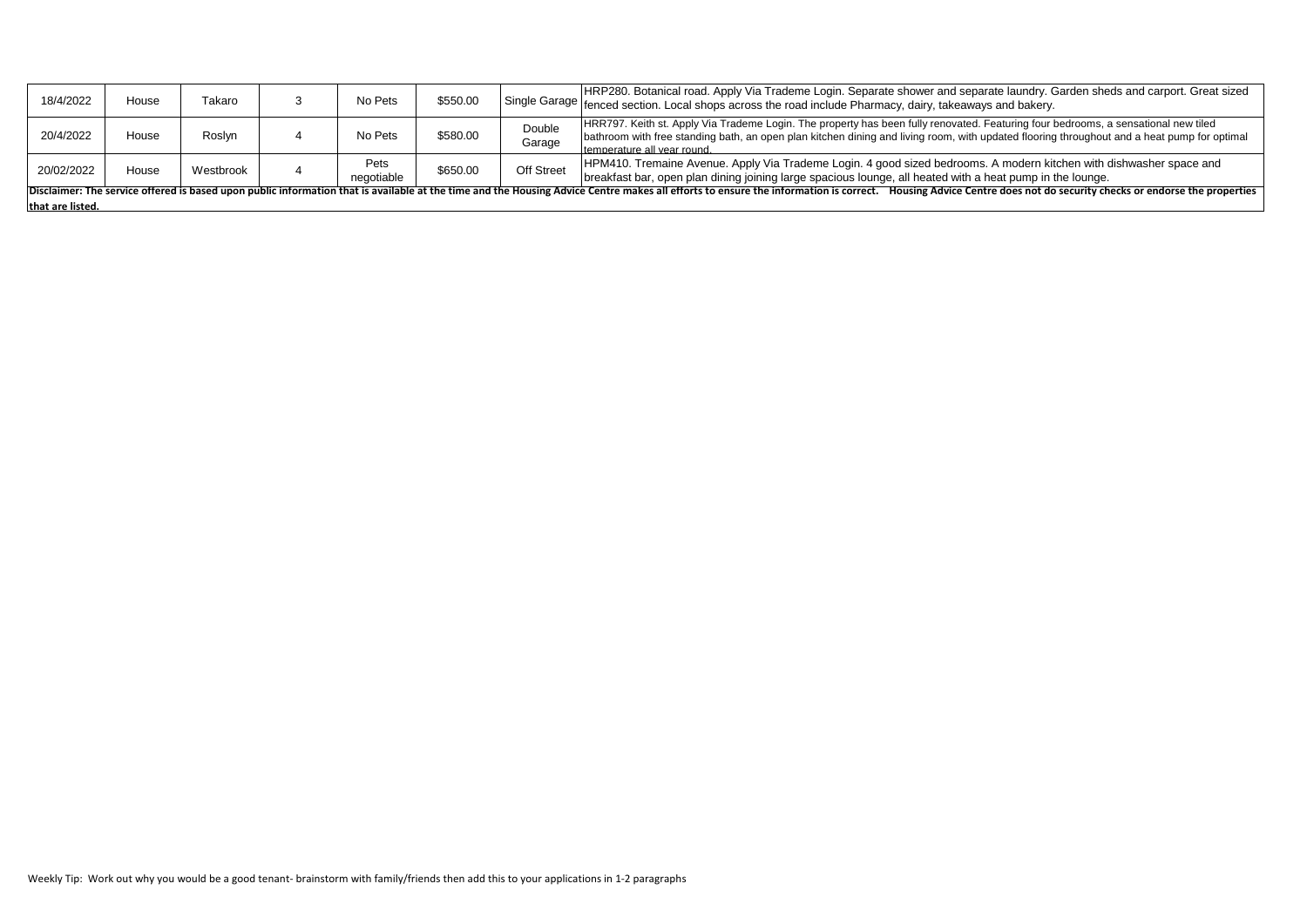| | | | | | | | |
|---|---|---|---|---|---|---|---|
| 18/4/2022 | House | Takaro | 3 | No Pets | $550.00 | Single Garage | HRP280. Botanical road. Apply Via Trademe Login. Separate shower and separate laundry. Garden sheds and carport. Great sized fenced section. Local shops across the road include Pharmacy, dairy, takeaways and bakery. |
| 20/4/2022 | House | Roslyn | 4 | No Pets | $580.00 | Double Garage | HRR797. Keith st. Apply Via Trademe Login. The property has been fully renovated. Featuring four bedrooms, a sensational new tiled bathroom with free standing bath, an open plan kitchen dining and living room, with updated flooring throughout and a heat pump for optimal temperature all year round. |
| 20/02/2022 | House | Westbrook | 4 | Pets negotiable | $650.00 | Off Street | HPM410. Tremaine Avenue. Apply Via Trademe Login. 4 good sized bedrooms. A modern kitchen with dishwasher space and breakfast bar, open plan dining joining large spacious lounge, all heated with a heat pump in the lounge. |

**Disclaimer: The service offered is based upon public information that is available at the time and the Housing Advice Centre makes all efforts to ensure the information is correct. Housing Advice Centre does not do security checks or endorse the properties that are listed.**

Weekly Tip: Work out why you would be a good tenant- brainstorm with family/friends then add this to your applications in 1-2 paragraphs